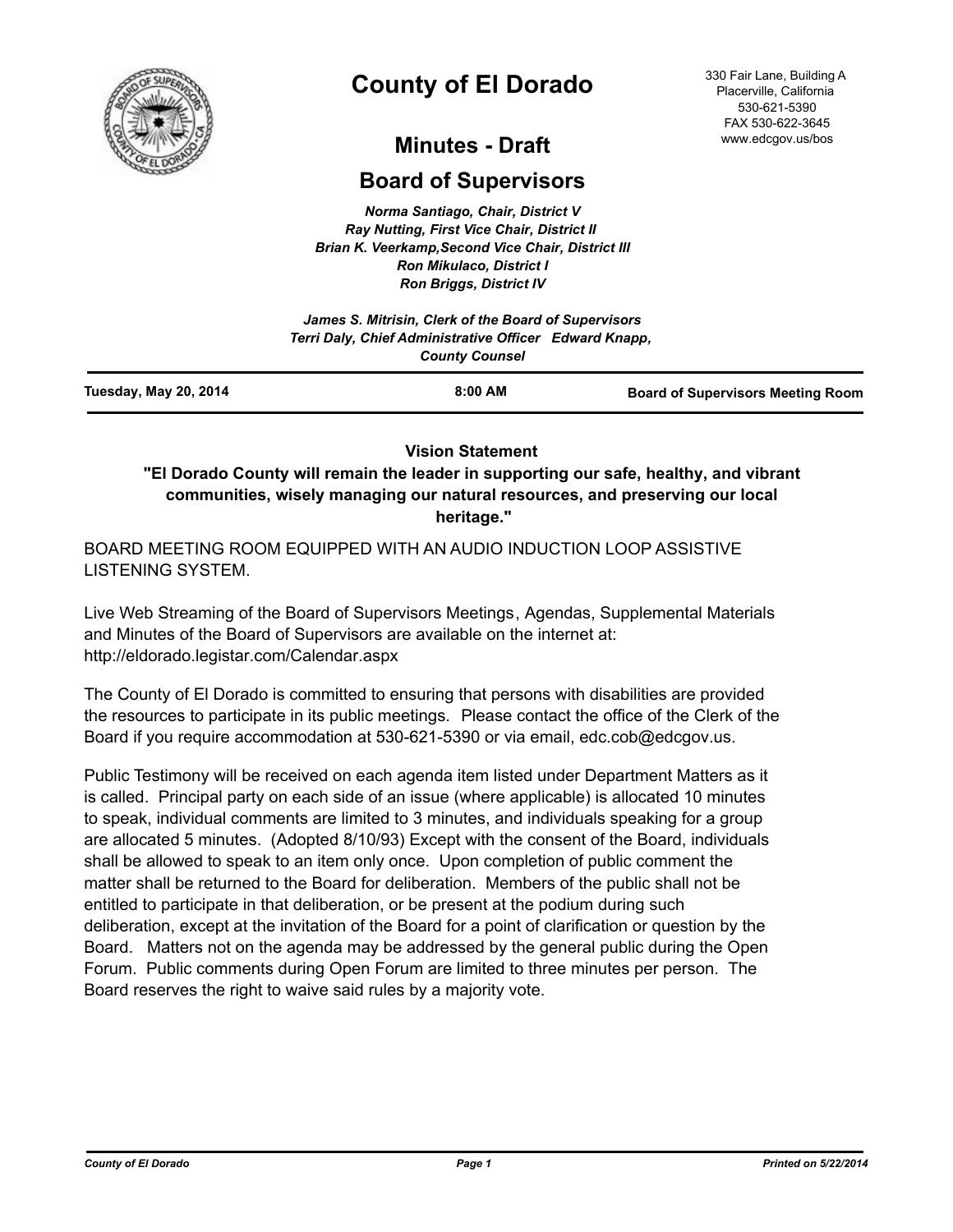# County of El Dorado

330 Fair Lane, Building A
Placerville, California
530-621-5390
FAX 530-622-3645
www.edcgov.us/bos

## Minutes - Draft

## Board of Supervisors

*Norma Santiago, Chair, District V*
*Ray Nutting, First Vice Chair, District II*
*Brian K. Veerkamp,Second Vice Chair, District III*
*Ron Mikulaco, District I*
*Ron Briggs, District IV*

*James S. Mitrisin, Clerk of the Board of Supervisors*
*Terri Daly, Chief Administrative Officer Edward Knapp, County Counsel*

**Tuesday, May 20, 2014** | **8:00 AM** | **Board of Supervisors Meeting Room**

**Vision Statement**

**"El Dorado County will remain the leader in supporting our safe, healthy, and vibrant communities, wisely managing our natural resources, and preserving our local heritage."**

BOARD MEETING ROOM EQUIPPED WITH AN AUDIO INDUCTION LOOP ASSISTIVE LISTENING SYSTEM.

Live Web Streaming of the Board of Supervisors Meetings, Agendas, Supplemental Materials and Minutes of the Board of Supervisors are available on the internet at: http://eldorado.legistar.com/Calendar.aspx

The County of El Dorado is committed to ensuring that persons with disabilities are provided the resources to participate in its public meetings. Please contact the office of the Clerk of the Board if you require accommodation at 530-621-5390 or via email, edc.cob@edcgov.us.

Public Testimony will be received on each agenda item listed under Department Matters as it is called. Principal party on each side of an issue (where applicable) is allocated 10 minutes to speak, individual comments are limited to 3 minutes, and individuals speaking for a group are allocated 5 minutes. (Adopted 8/10/93) Except with the consent of the Board, individuals shall be allowed to speak to an item only once. Upon completion of public comment the matter shall be returned to the Board for deliberation. Members of the public shall not be entitled to participate in that deliberation, or be present at the podium during such deliberation, except at the invitation of the Board for a point of clarification or question by the Board. Matters not on the agenda may be addressed by the general public during the Open Forum. Public comments during Open Forum are limited to three minutes per person. The Board reserves the right to waive said rules by a majority vote.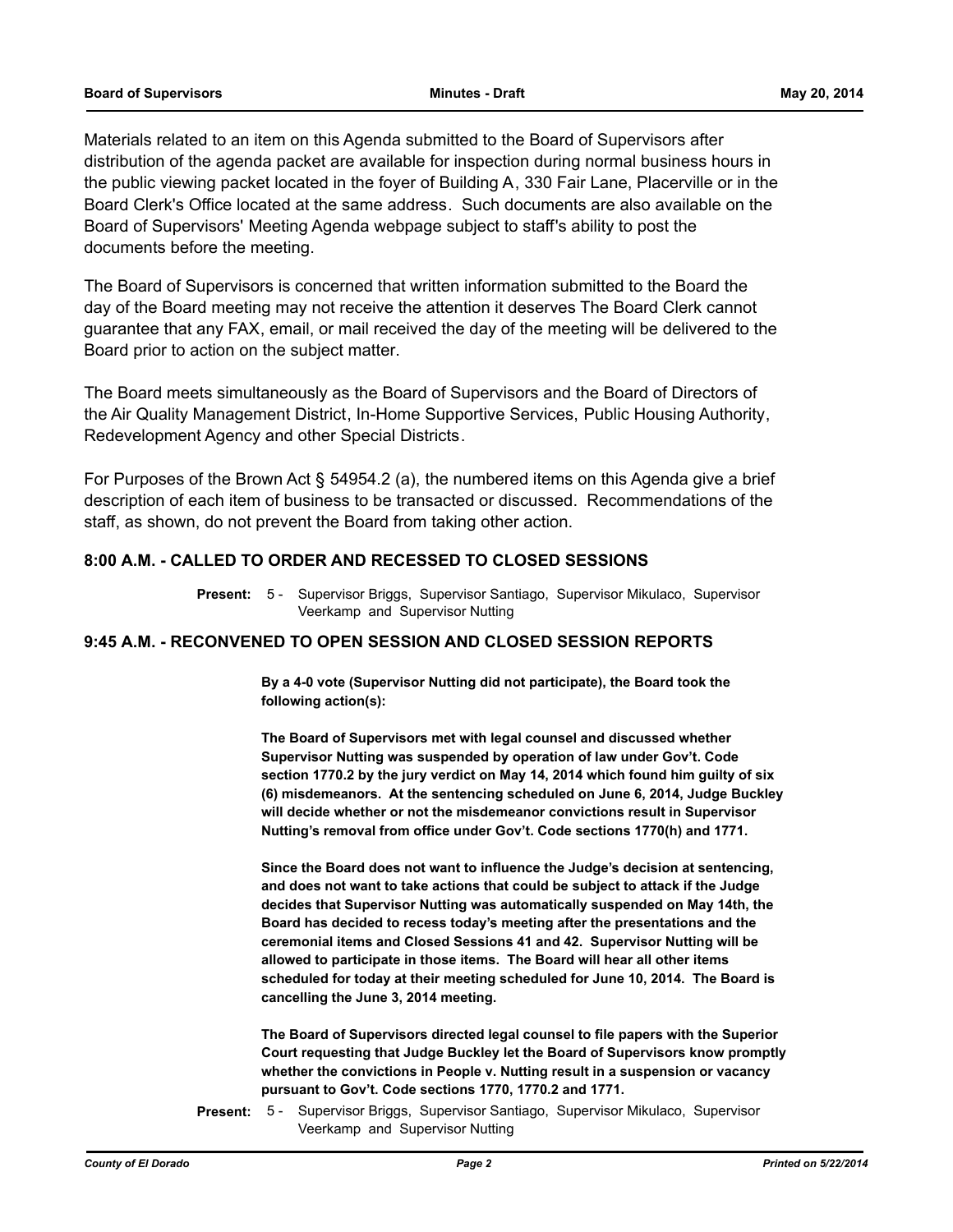Materials related to an item on this Agenda submitted to the Board of Supervisors after distribution of the agenda packet are available for inspection during normal business hours in the public viewing packet located in the foyer of Building A, 330 Fair Lane, Placerville or in the Board Clerk's Office located at the same address. Such documents are also available on the Board of Supervisors' Meeting Agenda webpage subject to staff's ability to post the documents before the meeting.

The Board of Supervisors is concerned that written information submitted to the Board the day of the Board meeting may not receive the attention it deserves The Board Clerk cannot guarantee that any FAX, email, or mail received the day of the meeting will be delivered to the Board prior to action on the subject matter.

The Board meets simultaneously as the Board of Supervisors and the Board of Directors of the Air Quality Management District, In-Home Supportive Services, Public Housing Authority, Redevelopment Agency and other Special Districts.

For Purposes of the Brown Act § 54954.2 (a), the numbered items on this Agenda give a brief description of each item of business to be transacted or discussed. Recommendations of the staff, as shown, do not prevent the Board from taking other action.

## 8:00 A.M. - CALLED TO ORDER AND RECESSED TO CLOSED SESSIONS

**Present:** 5 - Supervisor Briggs, Supervisor Santiago, Supervisor Mikulaco, Supervisor Veerkamp and Supervisor Nutting

## 9:45 A.M. - RECONVENED TO OPEN SESSION AND CLOSED SESSION REPORTS

**By a 4-0 vote (Supervisor Nutting did not participate), the Board took the following action(s):**

**The Board of Supervisors met with legal counsel and discussed whether Supervisor Nutting was suspended by operation of law under Gov't. Code section 1770.2 by the jury verdict on May 14, 2014 which found him guilty of six (6) misdemeanors. At the sentencing scheduled on June 6, 2014, Judge Buckley will decide whether or not the misdemeanor convictions result in Supervisor Nutting's removal from office under Gov't. Code sections 1770(h) and 1771.**

**Since the Board does not want to influence the Judge's decision at sentencing, and does not want to take actions that could be subject to attack if the Judge decides that Supervisor Nutting was automatically suspended on May 14th, the Board has decided to recess today's meeting after the presentations and the ceremonial items and Closed Sessions 41 and 42. Supervisor Nutting will be allowed to participate in those items. The Board will hear all other items scheduled for today at their meeting scheduled for June 10, 2014. The Board is cancelling the June 3, 2014 meeting.**

**The Board of Supervisors directed legal counsel to file papers with the Superior Court requesting that Judge Buckley let the Board of Supervisors know promptly whether the convictions in People v. Nutting result in a suspension or vacancy pursuant to Gov't. Code sections 1770, 1770.2 and 1771.**

**Present:** 5 - Supervisor Briggs, Supervisor Santiago, Supervisor Mikulaco, Supervisor Veerkamp and Supervisor Nutting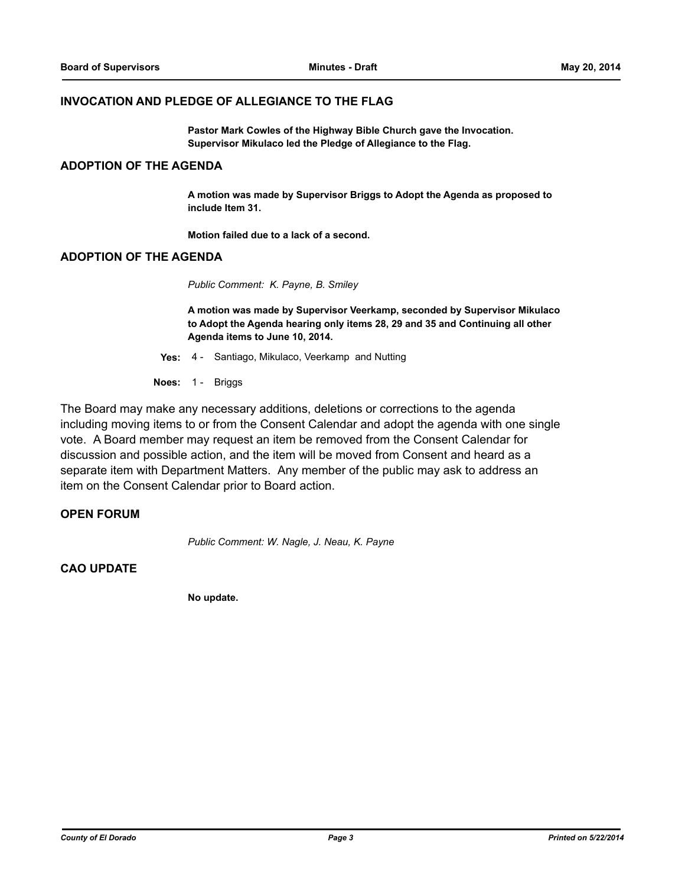## INVOCATION AND PLEDGE OF ALLEGIANCE TO THE FLAG

**Pastor Mark Cowles of the Highway Bible Church gave the Invocation.**
**Supervisor Mikulaco led the Pledge of Allegiance to the Flag.**

## ADOPTION OF THE AGENDA

**A motion was made by Supervisor Briggs to Adopt the Agenda as proposed to include Item 31.**

**Motion failed due to a lack of a second.**

## ADOPTION OF THE AGENDA

*Public Comment: K. Payne, B. Smiley*

**A motion was made by Supervisor Veerkamp, seconded by Supervisor Mikulaco to Adopt the Agenda hearing only items 28, 29 and 35 and Continuing all other Agenda items to June 10, 2014.**

**Yes:** 4 - Santiago, Mikulaco, Veerkamp and Nutting

**Noes:** 1 - Briggs

The Board may make any necessary additions, deletions or corrections to the agenda including moving items to or from the Consent Calendar and adopt the agenda with one single vote. A Board member may request an item be removed from the Consent Calendar for discussion and possible action, and the item will be moved from Consent and heard as a separate item with Department Matters. Any member of the public may ask to address an item on the Consent Calendar prior to Board action.

## OPEN FORUM

*Public Comment: W. Nagle, J. Neau, K. Payne*

## CAO UPDATE

**No update.**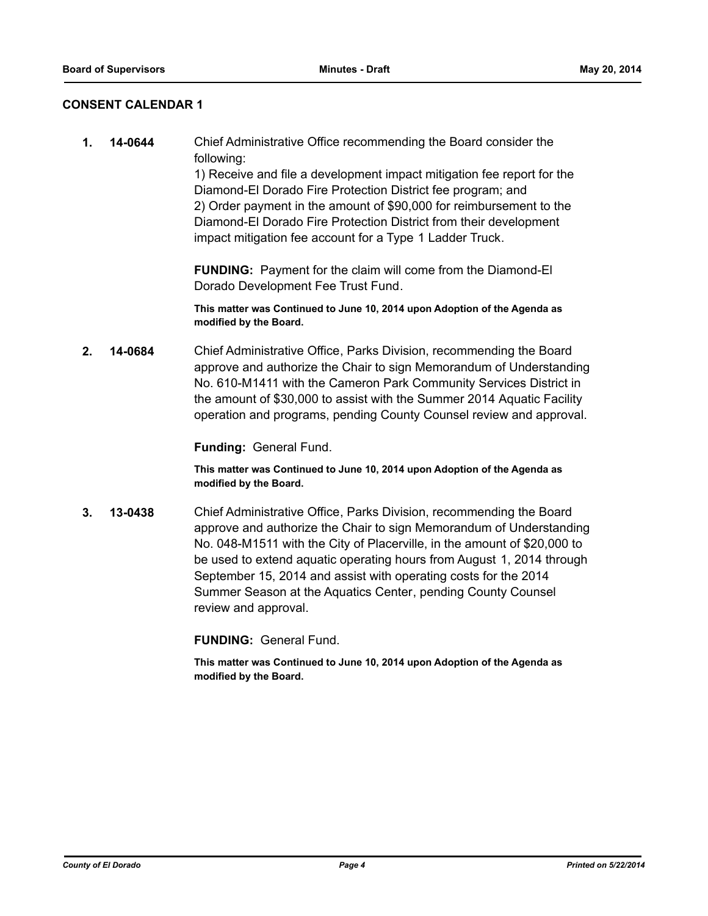## CONSENT CALENDAR 1

**1. 14-0644** Chief Administrative Office recommending the Board consider the following:
1) Receive and file a development impact mitigation fee report for the Diamond-El Dorado Fire Protection District fee program; and
2) Order payment in the amount of $90,000 for reimbursement to the Diamond-El Dorado Fire Protection District from their development impact mitigation fee account for a Type 1 Ladder Truck.

**FUNDING:** Payment for the claim will come from the Diamond-El Dorado Development Fee Trust Fund.

**This matter was Continued to June 10, 2014 upon Adoption of the Agenda as modified by the Board.**

**2. 14-0684** Chief Administrative Office, Parks Division, recommending the Board approve and authorize the Chair to sign Memorandum of Understanding No. 610-M1411 with the Cameron Park Community Services District in the amount of $30,000 to assist with the Summer 2014 Aquatic Facility operation and programs, pending County Counsel review and approval.

**Funding:** General Fund.

**This matter was Continued to June 10, 2014 upon Adoption of the Agenda as modified by the Board.**

**3. 13-0438** Chief Administrative Office, Parks Division, recommending the Board approve and authorize the Chair to sign Memorandum of Understanding No. 048-M1511 with the City of Placerville, in the amount of $20,000 to be used to extend aquatic operating hours from August 1, 2014 through September 15, 2014 and assist with operating costs for the 2014 Summer Season at the Aquatics Center, pending County Counsel review and approval.

**FUNDING:** General Fund.

**This matter was Continued to June 10, 2014 upon Adoption of the Agenda as modified by the Board.**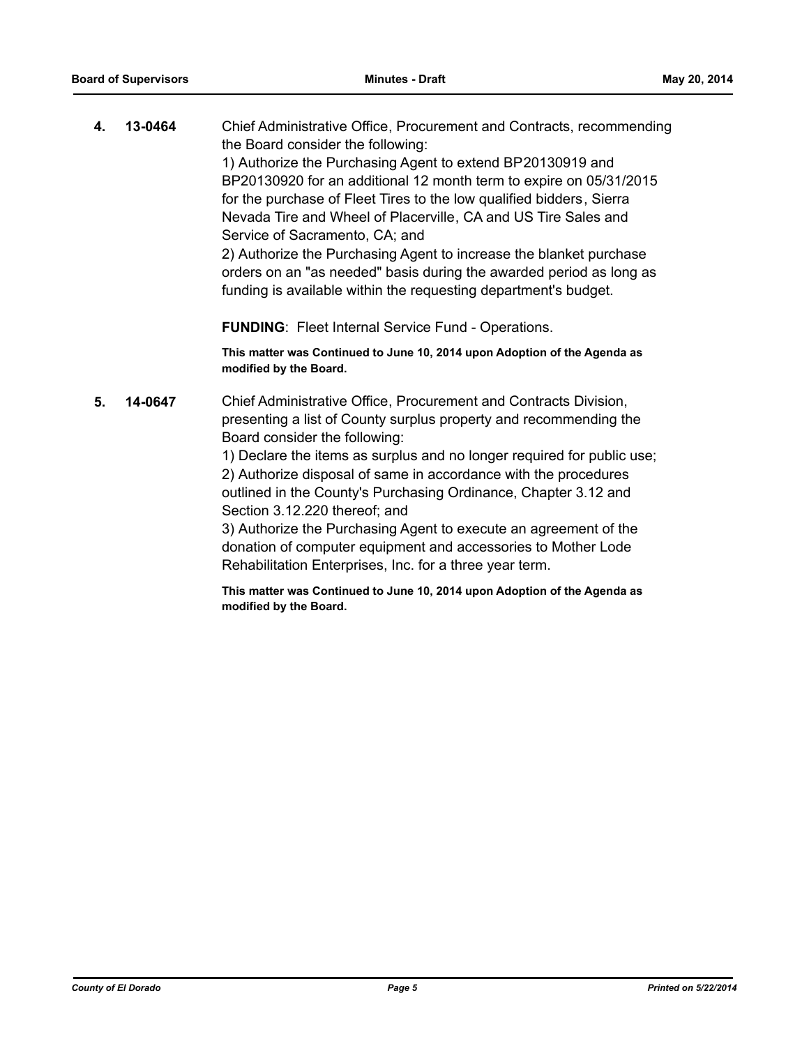**4. 13-0464** Chief Administrative Office, Procurement and Contracts, recommending the Board consider the following:

1) Authorize the Purchasing Agent to extend BP20130919 and BP20130920 for an additional 12 month term to expire on 05/31/2015 for the purchase of Fleet Tires to the low qualified bidders, Sierra Nevada Tire and Wheel of Placerville, CA and US Tire Sales and Service of Sacramento, CA; and

2) Authorize the Purchasing Agent to increase the blanket purchase orders on an "as needed" basis during the awarded period as long as funding is available within the requesting department's budget.

**FUNDING**: Fleet Internal Service Fund - Operations.

**This matter was Continued to June 10, 2014 upon Adoption of the Agenda as modified by the Board.**

**5. 14-0647** Chief Administrative Office, Procurement and Contracts Division, presenting a list of County surplus property and recommending the Board consider the following:

1) Declare the items as surplus and no longer required for public use;

2) Authorize disposal of same in accordance with the procedures outlined in the County's Purchasing Ordinance, Chapter 3.12 and Section 3.12.220 thereof; and

3) Authorize the Purchasing Agent to execute an agreement of the donation of computer equipment and accessories to Mother Lode Rehabilitation Enterprises, Inc. for a three year term.

**This matter was Continued to June 10, 2014 upon Adoption of the Agenda as modified by the Board.**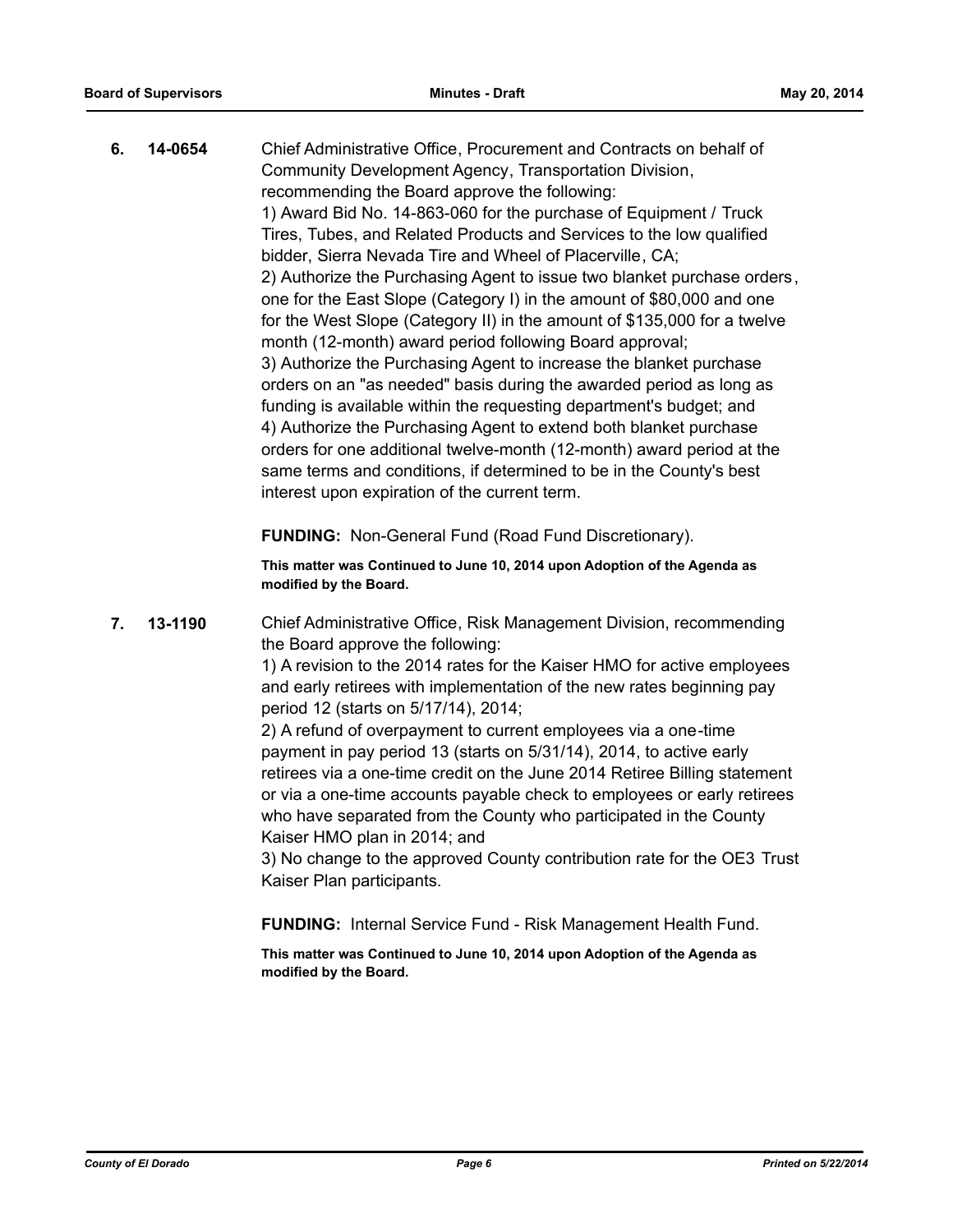**6. 14-0654** Chief Administrative Office, Procurement and Contracts on behalf of Community Development Agency, Transportation Division, recommending the Board approve the following:

1) Award Bid No. 14-863-060 for the purchase of Equipment / Truck Tires, Tubes, and Related Products and Services to the low qualified bidder, Sierra Nevada Tire and Wheel of Placerville, CA;
2) Authorize the Purchasing Agent to issue two blanket purchase orders, one for the East Slope (Category I) in the amount of $80,000 and one for the West Slope (Category II) in the amount of $135,000 for a twelve month (12-month) award period following Board approval;
3) Authorize the Purchasing Agent to increase the blanket purchase orders on an "as needed" basis during the awarded period as long as funding is available within the requesting department's budget; and
4) Authorize the Purchasing Agent to extend both blanket purchase orders for one additional twelve-month (12-month) award period at the same terms and conditions, if determined to be in the County's best interest upon expiration of the current term.

**FUNDING:** Non-General Fund (Road Fund Discretionary).

**This matter was Continued to June 10, 2014 upon Adoption of the Agenda as modified by the Board.**

**7. 13-1190** Chief Administrative Office, Risk Management Division, recommending the Board approve the following:

1) A revision to the 2014 rates for the Kaiser HMO for active employees and early retirees with implementation of the new rates beginning pay period 12 (starts on 5/17/14), 2014;
2) A refund of overpayment to current employees via a one-time payment in pay period 13 (starts on 5/31/14), 2014, to active early retirees via a one-time credit on the June 2014 Retiree Billing statement or via a one-time accounts payable check to employees or early retirees who have separated from the County who participated in the County Kaiser HMO plan in 2014; and
3) No change to the approved County contribution rate for the OE3 Trust Kaiser Plan participants.

**FUNDING:** Internal Service Fund - Risk Management Health Fund.

**This matter was Continued to June 10, 2014 upon Adoption of the Agenda as modified by the Board.**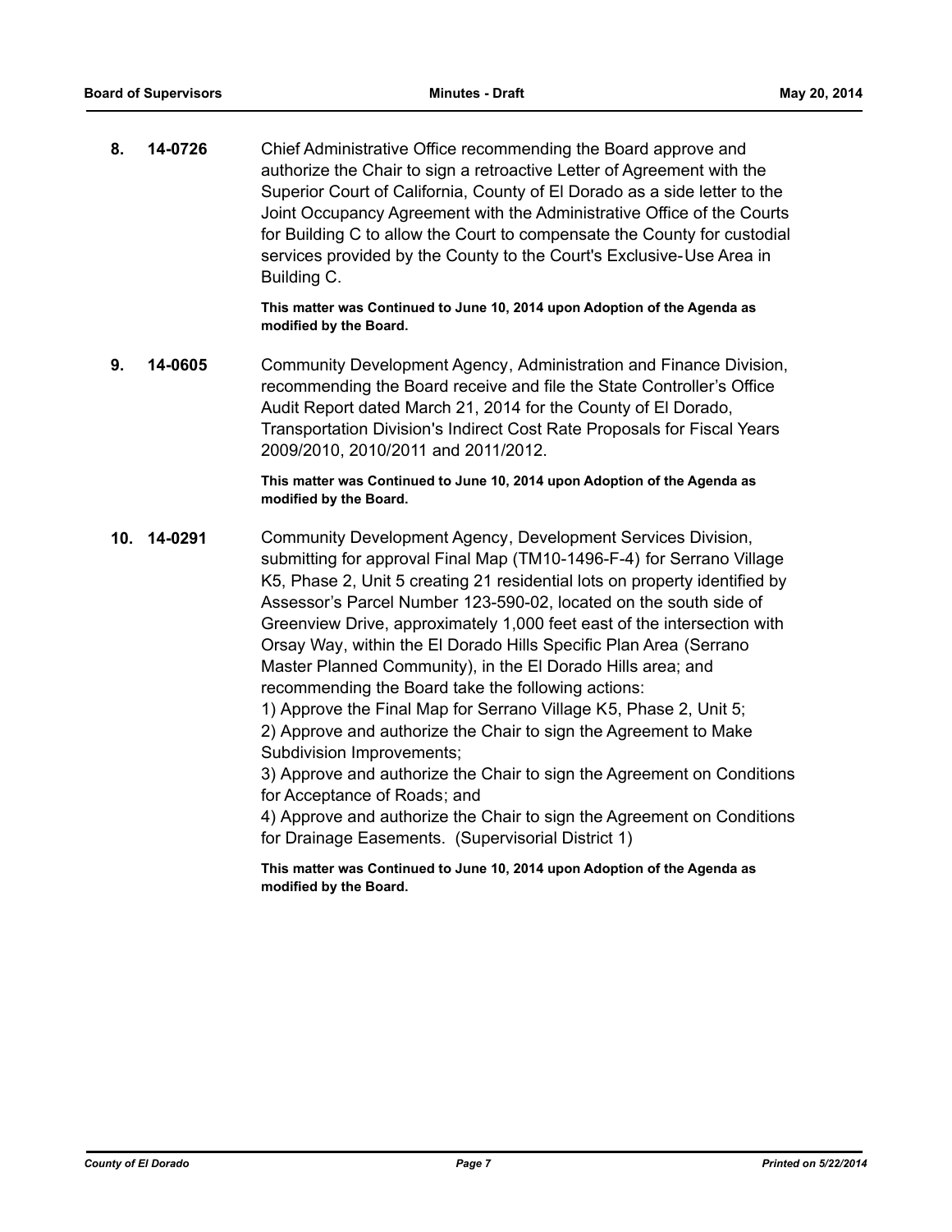**8. 14-0726** Chief Administrative Office recommending the Board approve and authorize the Chair to sign a retroactive Letter of Agreement with the Superior Court of California, County of El Dorado as a side letter to the Joint Occupancy Agreement with the Administrative Office of the Courts for Building C to allow the Court to compensate the County for custodial services provided by the County to the Court's Exclusive-Use Area in Building C.

**This matter was Continued to June 10, 2014 upon Adoption of the Agenda as modified by the Board.**

**9. 14-0605** Community Development Agency, Administration and Finance Division, recommending the Board receive and file the State Controller's Office Audit Report dated March 21, 2014 for the County of El Dorado, Transportation Division's Indirect Cost Rate Proposals for Fiscal Years 2009/2010, 2010/2011 and 2011/2012.

**This matter was Continued to June 10, 2014 upon Adoption of the Agenda as modified by the Board.**

**10. 14-0291** Community Development Agency, Development Services Division, submitting for approval Final Map (TM10-1496-F-4) for Serrano Village K5, Phase 2, Unit 5 creating 21 residential lots on property identified by Assessor's Parcel Number 123-590-02, located on the south side of Greenview Drive, approximately 1,000 feet east of the intersection with Orsay Way, within the El Dorado Hills Specific Plan Area (Serrano Master Planned Community), in the El Dorado Hills area; and recommending the Board take the following actions:

1) Approve the Final Map for Serrano Village K5, Phase 2, Unit 5;
2) Approve and authorize the Chair to sign the Agreement to Make Subdivision Improvements;
3) Approve and authorize the Chair to sign the Agreement on Conditions for Acceptance of Roads; and
4) Approve and authorize the Chair to sign the Agreement on Conditions for Drainage Easements. (Supervisorial District 1)

**This matter was Continued to June 10, 2014 upon Adoption of the Agenda as modified by the Board.**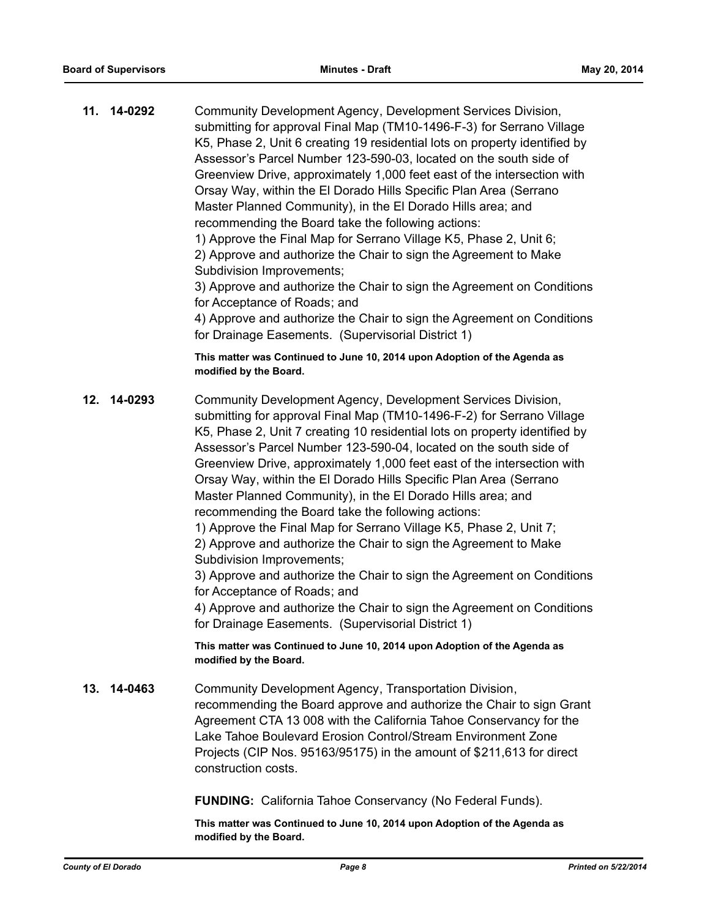**11. 14-0292** Community Development Agency, Development Services Division, submitting for approval Final Map (TM10-1496-F-3) for Serrano Village K5, Phase 2, Unit 6 creating 19 residential lots on property identified by Assessor's Parcel Number 123-590-03, located on the south side of Greenview Drive, approximately 1,000 feet east of the intersection with Orsay Way, within the El Dorado Hills Specific Plan Area (Serrano Master Planned Community), in the El Dorado Hills area; and recommending the Board take the following actions:

1) Approve the Final Map for Serrano Village K5, Phase 2, Unit 6;
2) Approve and authorize the Chair to sign the Agreement to Make Subdivision Improvements;
3) Approve and authorize the Chair to sign the Agreement on Conditions for Acceptance of Roads; and
4) Approve and authorize the Chair to sign the Agreement on Conditions for Drainage Easements. (Supervisorial District 1)

**This matter was Continued to June 10, 2014 upon Adoption of the Agenda as modified by the Board.**

**12. 14-0293** Community Development Agency, Development Services Division, submitting for approval Final Map (TM10-1496-F-2) for Serrano Village K5, Phase 2, Unit 7 creating 10 residential lots on property identified by Assessor's Parcel Number 123-590-04, located on the south side of Greenview Drive, approximately 1,000 feet east of the intersection with Orsay Way, within the El Dorado Hills Specific Plan Area (Serrano Master Planned Community), in the El Dorado Hills area; and recommending the Board take the following actions:

1) Approve the Final Map for Serrano Village K5, Phase 2, Unit 7;
2) Approve and authorize the Chair to sign the Agreement to Make Subdivision Improvements;
3) Approve and authorize the Chair to sign the Agreement on Conditions for Acceptance of Roads; and
4) Approve and authorize the Chair to sign the Agreement on Conditions for Drainage Easements. (Supervisorial District 1)

**This matter was Continued to June 10, 2014 upon Adoption of the Agenda as modified by the Board.**

**13. 14-0463** Community Development Agency, Transportation Division, recommending the Board approve and authorize the Chair to sign Grant Agreement CTA 13 008 with the California Tahoe Conservancy for the Lake Tahoe Boulevard Erosion Control/Stream Environment Zone Projects (CIP Nos. 95163/95175) in the amount of $211,613 for direct construction costs.

**FUNDING:** California Tahoe Conservancy (No Federal Funds).

**This matter was Continued to June 10, 2014 upon Adoption of the Agenda as modified by the Board.**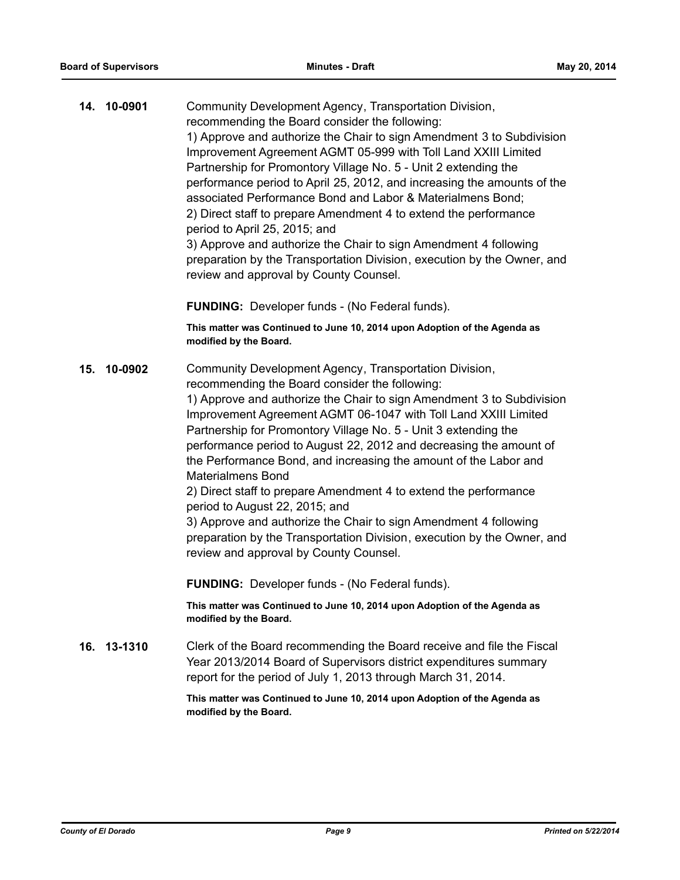**14. 10-0901** Community Development Agency, Transportation Division, recommending the Board consider the following:
1) Approve and authorize the Chair to sign Amendment 3 to Subdivision Improvement Agreement AGMT 05-999 with Toll Land XXIII Limited Partnership for Promontory Village No. 5 - Unit 2 extending the performance period to April 25, 2012, and increasing the amounts of the associated Performance Bond and Labor & Materialmens Bond;
2) Direct staff to prepare Amendment 4 to extend the performance period to April 25, 2015; and
3) Approve and authorize the Chair to sign Amendment 4 following preparation by the Transportation Division, execution by the Owner, and review and approval by County Counsel.

**FUNDING:** Developer funds - (No Federal funds).

**This matter was Continued to June 10, 2014 upon Adoption of the Agenda as modified by the Board.**

**15. 10-0902** Community Development Agency, Transportation Division, recommending the Board consider the following:
1) Approve and authorize the Chair to sign Amendment 3 to Subdivision Improvement Agreement AGMT 06-1047 with Toll Land XXIII Limited Partnership for Promontory Village No. 5 - Unit 3 extending the performance period to August 22, 2012 and decreasing the amount of the Performance Bond, and increasing the amount of the Labor and Materialmens Bond
2) Direct staff to prepare Amendment 4 to extend the performance period to August 22, 2015; and
3) Approve and authorize the Chair to sign Amendment 4 following preparation by the Transportation Division, execution by the Owner, and review and approval by County Counsel.

**FUNDING:** Developer funds - (No Federal funds).

**This matter was Continued to June 10, 2014 upon Adoption of the Agenda as modified by the Board.**

**16. 13-1310** Clerk of the Board recommending the Board receive and file the Fiscal Year 2013/2014 Board of Supervisors district expenditures summary report for the period of July 1, 2013 through March 31, 2014.

**This matter was Continued to June 10, 2014 upon Adoption of the Agenda as modified by the Board.**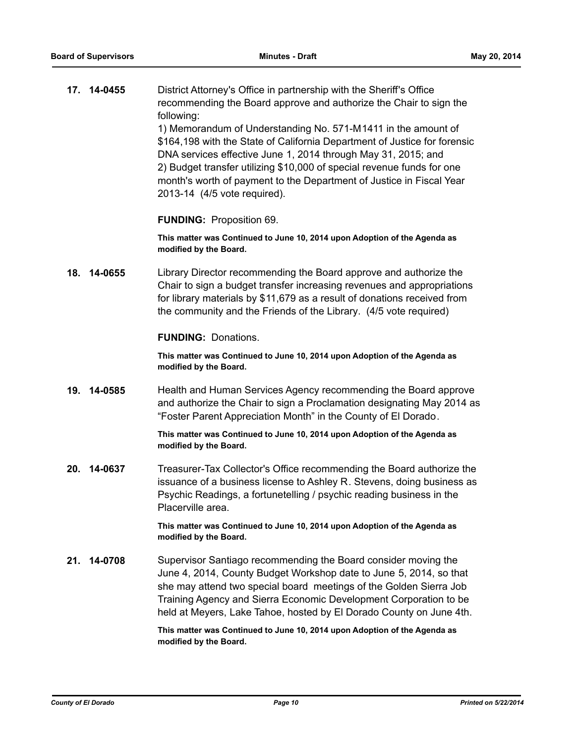**17. 14-0455** District Attorney's Office in partnership with the Sheriff's Office recommending the Board approve and authorize the Chair to sign the following:

1) Memorandum of Understanding No. 571-M1411 in the amount of $164,198 with the State of California Department of Justice for forensic DNA services effective June 1, 2014 through May 31, 2015; and
2) Budget transfer utilizing $10,000 of special revenue funds for one month's worth of payment to the Department of Justice in Fiscal Year 2013-14 (4/5 vote required).

**FUNDING:** Proposition 69.

**This matter was Continued to June 10, 2014 upon Adoption of the Agenda as modified by the Board.**

**18. 14-0655** Library Director recommending the Board approve and authorize the Chair to sign a budget transfer increasing revenues and appropriations for library materials by $11,679 as a result of donations received from the community and the Friends of the Library. (4/5 vote required)

**FUNDING:** Donations.

**This matter was Continued to June 10, 2014 upon Adoption of the Agenda as modified by the Board.**

**19. 14-0585** Health and Human Services Agency recommending the Board approve and authorize the Chair to sign a Proclamation designating May 2014 as "Foster Parent Appreciation Month" in the County of El Dorado.

**This matter was Continued to June 10, 2014 upon Adoption of the Agenda as modified by the Board.**

**20. 14-0637** Treasurer-Tax Collector's Office recommending the Board authorize the issuance of a business license to Ashley R. Stevens, doing business as Psychic Readings, a fortunetelling / psychic reading business in the Placerville area.

**This matter was Continued to June 10, 2014 upon Adoption of the Agenda as modified by the Board.**

**21. 14-0708** Supervisor Santiago recommending the Board consider moving the June 4, 2014, County Budget Workshop date to June 5, 2014, so that she may attend two special board meetings of the Golden Sierra Job Training Agency and Sierra Economic Development Corporation to be held at Meyers, Lake Tahoe, hosted by El Dorado County on June 4th.

**This matter was Continued to June 10, 2014 upon Adoption of the Agenda as modified by the Board.**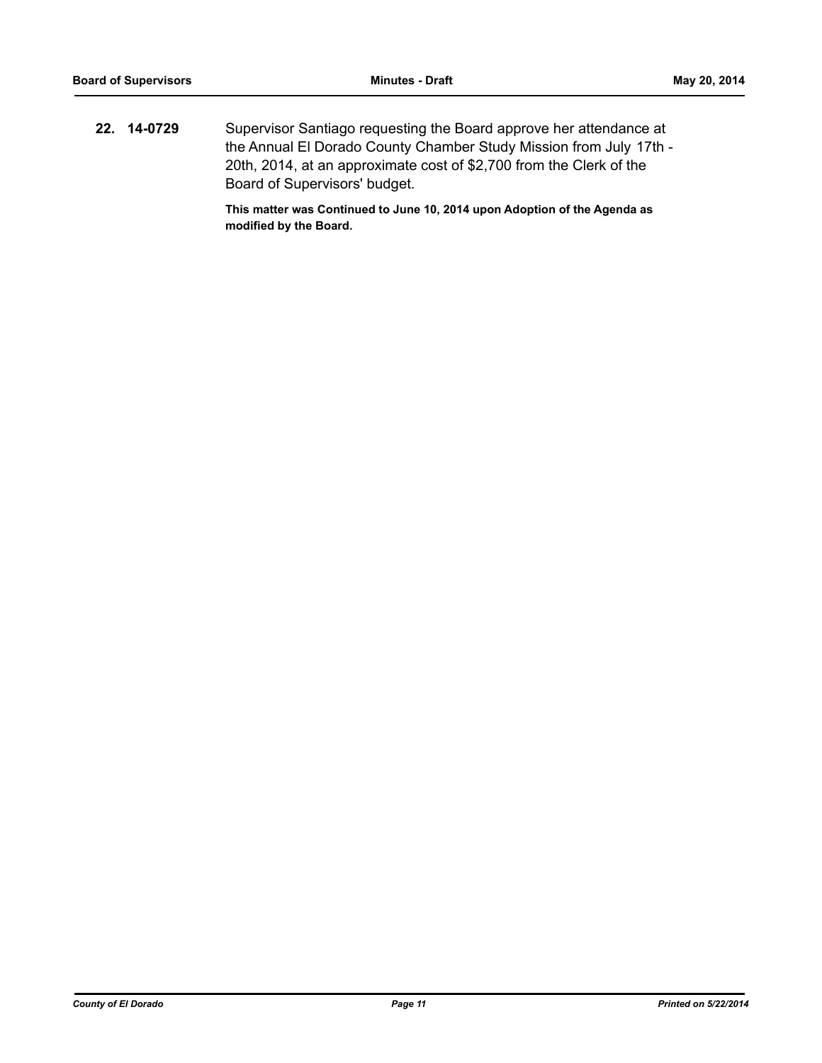**22. 14-0729** Supervisor Santiago requesting the Board approve her attendance at the Annual El Dorado County Chamber Study Mission from July 17th - 20th, 2014, at an approximate cost of $2,700 from the Clerk of the Board of Supervisors' budget.

**This matter was Continued to June 10, 2014 upon Adoption of the Agenda as modified by the Board.**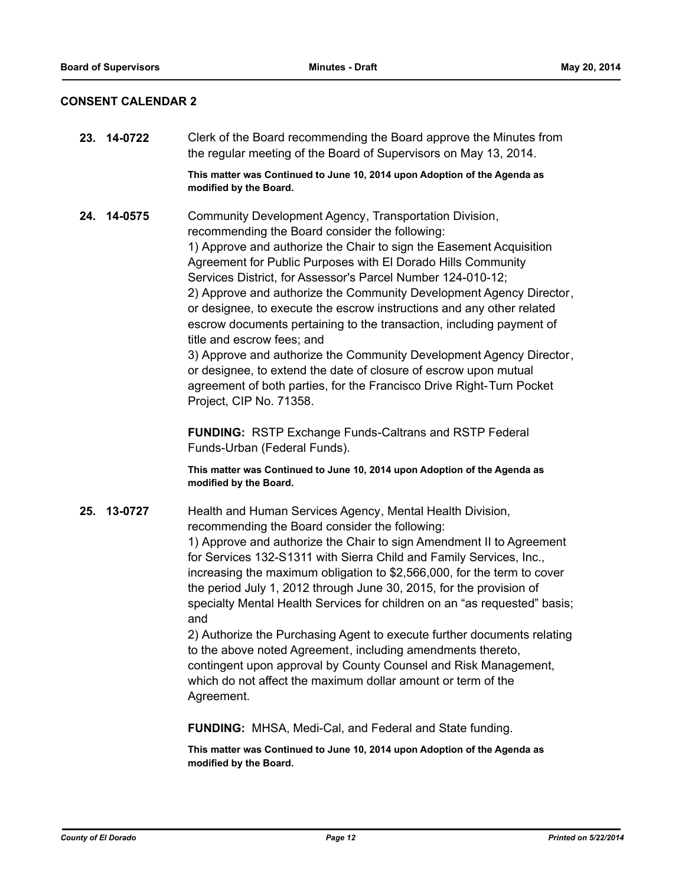## CONSENT CALENDAR 2

**23. 14-0722** Clerk of the Board recommending the Board approve the Minutes from the regular meeting of the Board of Supervisors on May 13, 2014.

**This matter was Continued to June 10, 2014 upon Adoption of the Agenda as modified by the Board.**

**24. 14-0575** Community Development Agency, Transportation Division, recommending the Board consider the following:
1) Approve and authorize the Chair to sign the Easement Acquisition Agreement for Public Purposes with El Dorado Hills Community Services District, for Assessor's Parcel Number 124-010-12;
2) Approve and authorize the Community Development Agency Director, or designee, to execute the escrow instructions and any other related escrow documents pertaining to the transaction, including payment of title and escrow fees; and
3) Approve and authorize the Community Development Agency Director, or designee, to extend the date of closure of escrow upon mutual agreement of both parties, for the Francisco Drive Right-Turn Pocket Project, CIP No. 71358.

**FUNDING:** RSTP Exchange Funds-Caltrans and RSTP Federal Funds-Urban (Federal Funds).

**This matter was Continued to June 10, 2014 upon Adoption of the Agenda as modified by the Board.**

**25. 13-0727** Health and Human Services Agency, Mental Health Division, recommending the Board consider the following:
1) Approve and authorize the Chair to sign Amendment II to Agreement for Services 132-S1311 with Sierra Child and Family Services, Inc., increasing the maximum obligation to $2,566,000, for the term to cover the period July 1, 2012 through June 30, 2015, for the provision of specialty Mental Health Services for children on an "as requested" basis; and
2) Authorize the Purchasing Agent to execute further documents relating to the above noted Agreement, including amendments thereto, contingent upon approval by County Counsel and Risk Management, which do not affect the maximum dollar amount or term of the Agreement.

**FUNDING:** MHSA, Medi-Cal, and Federal and State funding.

**This matter was Continued to June 10, 2014 upon Adoption of the Agenda as modified by the Board.**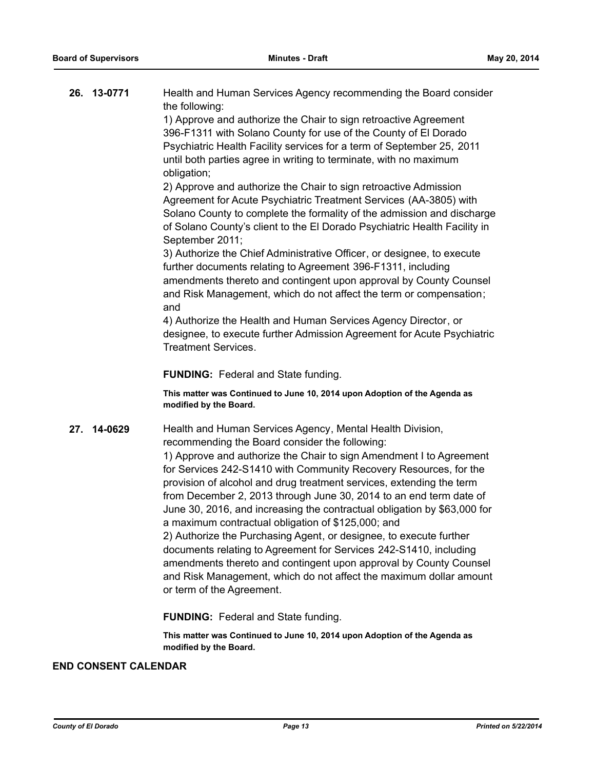**26. 13-0771**

Health and Human Services Agency recommending the Board consider the following:

1) Approve and authorize the Chair to sign retroactive Agreement 396-F1311 with Solano County for use of the County of El Dorado Psychiatric Health Facility services for a term of September 25, 2011 until both parties agree in writing to terminate, with no maximum obligation;

2) Approve and authorize the Chair to sign retroactive Admission Agreement for Acute Psychiatric Treatment Services (AA-3805) with Solano County to complete the formality of the admission and discharge of Solano County's client to the El Dorado Psychiatric Health Facility in September 2011;

3) Authorize the Chief Administrative Officer, or designee, to execute further documents relating to Agreement 396-F1311, including amendments thereto and contingent upon approval by County Counsel and Risk Management, which do not affect the term or compensation; and

4) Authorize the Health and Human Services Agency Director, or designee, to execute further Admission Agreement for Acute Psychiatric Treatment Services.

**FUNDING:** Federal and State funding.

**This matter was Continued to June 10, 2014 upon Adoption of the Agenda as modified by the Board.**

**27. 14-0629**

Health and Human Services Agency, Mental Health Division, recommending the Board consider the following:

1) Approve and authorize the Chair to sign Amendment I to Agreement for Services 242-S1410 with Community Recovery Resources, for the provision of alcohol and drug treatment services, extending the term from December 2, 2013 through June 30, 2014 to an end term date of June 30, 2016, and increasing the contractual obligation by $63,000 for a maximum contractual obligation of $125,000; and

2) Authorize the Purchasing Agent, or designee, to execute further documents relating to Agreement for Services 242-S1410, including amendments thereto and contingent upon approval by County Counsel and Risk Management, which do not affect the maximum dollar amount or term of the Agreement.

**FUNDING:** Federal and State funding.

**This matter was Continued to June 10, 2014 upon Adoption of the Agenda as modified by the Board.**

**END CONSENT CALENDAR**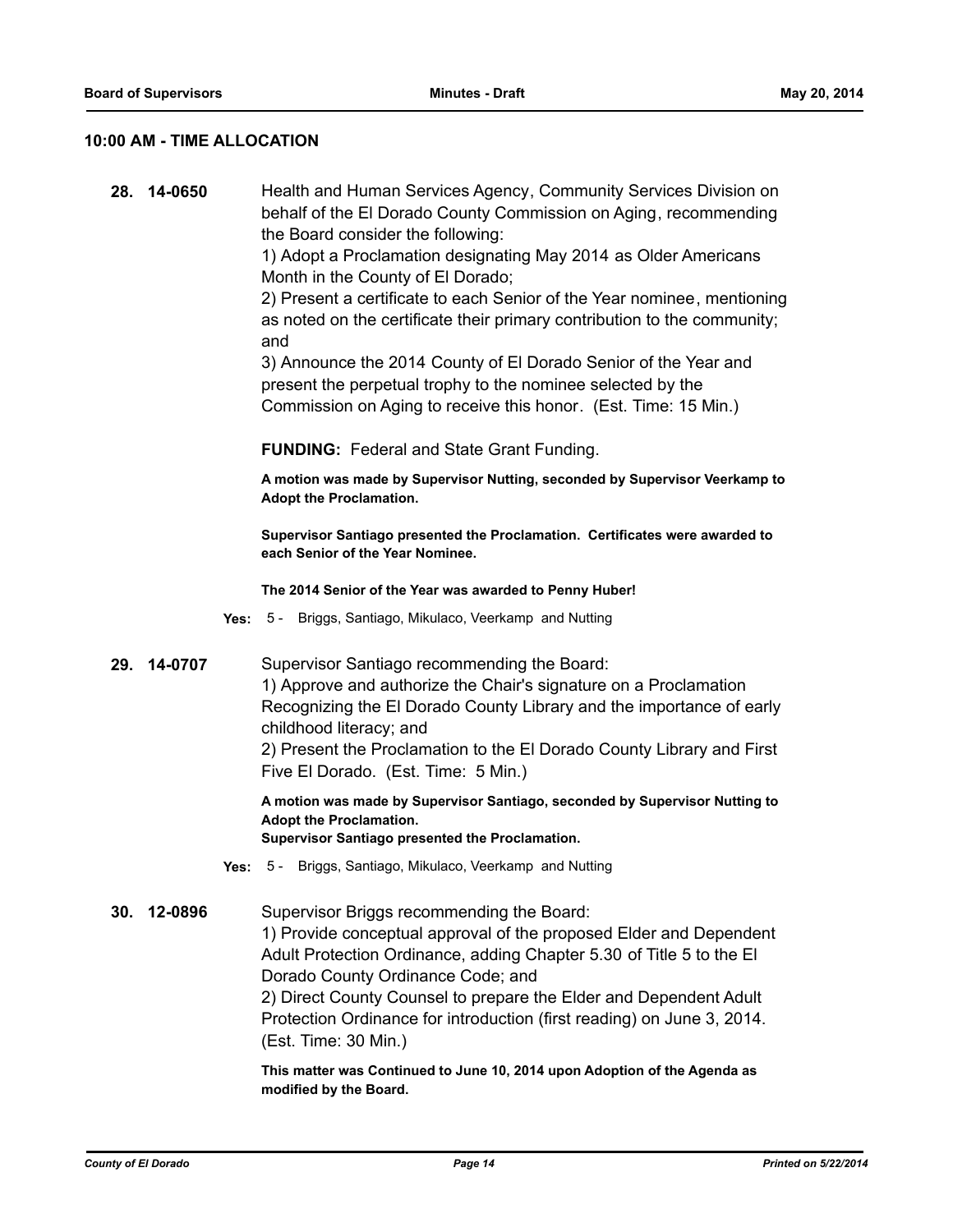## 10:00 AM - TIME ALLOCATION

**28. 14-0650** Health and Human Services Agency, Community Services Division on behalf of the El Dorado County Commission on Aging, recommending the Board consider the following:
1) Adopt a Proclamation designating May 2014 as Older Americans Month in the County of El Dorado;
2) Present a certificate to each Senior of the Year nominee, mentioning as noted on the certificate their primary contribution to the community; and
3) Announce the 2014 County of El Dorado Senior of the Year and present the perpetual trophy to the nominee selected by the Commission on Aging to receive this honor. (Est. Time: 15 Min.)

**FUNDING:** Federal and State Grant Funding.

**A motion was made by Supervisor Nutting, seconded by Supervisor Veerkamp to Adopt the Proclamation.**

**Supervisor Santiago presented the Proclamation. Certificates were awarded to each Senior of the Year Nominee.**

**The 2014 Senior of the Year was awarded to Penny Huber!**

**Yes:** 5 - Briggs, Santiago, Mikulaco, Veerkamp and Nutting

**29. 14-0707** Supervisor Santiago recommending the Board:
1) Approve and authorize the Chair's signature on a Proclamation Recognizing the El Dorado County Library and the importance of early childhood literacy; and
2) Present the Proclamation to the El Dorado County Library and First Five El Dorado. (Est. Time: 5 Min.)

**A motion was made by Supervisor Santiago, seconded by Supervisor Nutting to Adopt the Proclamation.**
**Supervisor Santiago presented the Proclamation.**

**Yes:** 5 - Briggs, Santiago, Mikulaco, Veerkamp and Nutting

**30. 12-0896** Supervisor Briggs recommending the Board:
1) Provide conceptual approval of the proposed Elder and Dependent Adult Protection Ordinance, adding Chapter 5.30 of Title 5 to the El Dorado County Ordinance Code; and
2) Direct County Counsel to prepare the Elder and Dependent Adult Protection Ordinance for introduction (first reading) on June 3, 2014. (Est. Time: 30 Min.)

**This matter was Continued to June 10, 2014 upon Adoption of the Agenda as modified by the Board.**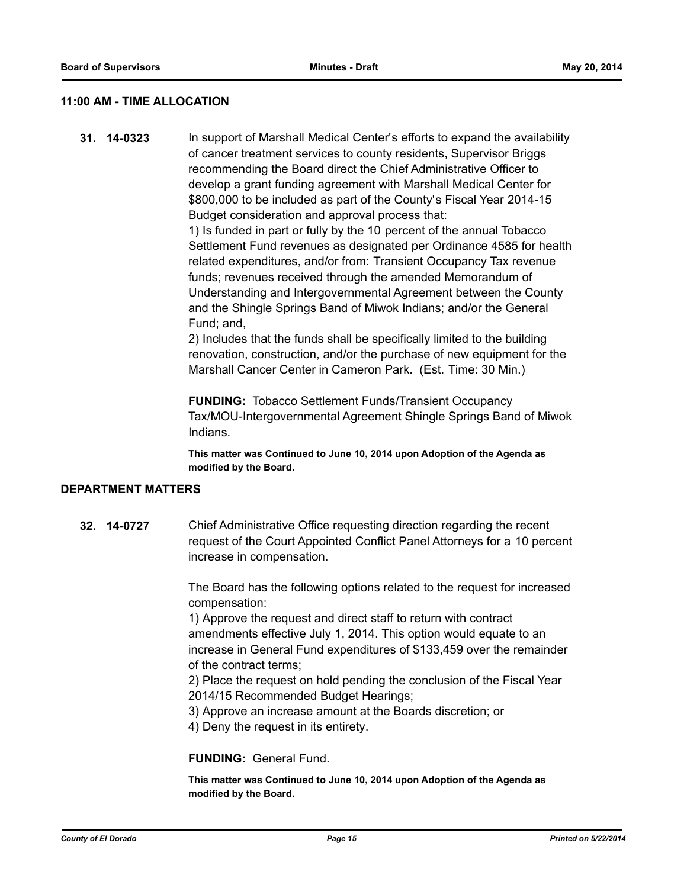## 11:00 AM - TIME ALLOCATION

**31. 14-0323** In support of Marshall Medical Center's efforts to expand the availability of cancer treatment services to county residents, Supervisor Briggs recommending the Board direct the Chief Administrative Officer to develop a grant funding agreement with Marshall Medical Center for $800,000 to be included as part of the County's Fiscal Year 2014-15 Budget consideration and approval process that:

1) Is funded in part or fully by the 10 percent of the annual Tobacco Settlement Fund revenues as designated per Ordinance 4585 for health related expenditures, and/or from: Transient Occupancy Tax revenue funds; revenues received through the amended Memorandum of Understanding and Intergovernmental Agreement between the County and the Shingle Springs Band of Miwok Indians; and/or the General Fund; and,

2) Includes that the funds shall be specifically limited to the building renovation, construction, and/or the purchase of new equipment for the Marshall Cancer Center in Cameron Park. (Est. Time: 30 Min.)

**FUNDING:** Tobacco Settlement Funds/Transient Occupancy Tax/MOU-Intergovernmental Agreement Shingle Springs Band of Miwok Indians.

**This matter was Continued to June 10, 2014 upon Adoption of the Agenda as modified by the Board.**

## DEPARTMENT MATTERS

**32. 14-0727** Chief Administrative Office requesting direction regarding the recent request of the Court Appointed Conflict Panel Attorneys for a 10 percent increase in compensation.

The Board has the following options related to the request for increased compensation:

1) Approve the request and direct staff to return with contract amendments effective July 1, 2014. This option would equate to an increase in General Fund expenditures of $133,459 over the remainder of the contract terms;

2) Place the request on hold pending the conclusion of the Fiscal Year 2014/15 Recommended Budget Hearings;

3) Approve an increase amount at the Boards discretion; or

4) Deny the request in its entirety.

**FUNDING:** General Fund.

**This matter was Continued to June 10, 2014 upon Adoption of the Agenda as modified by the Board.**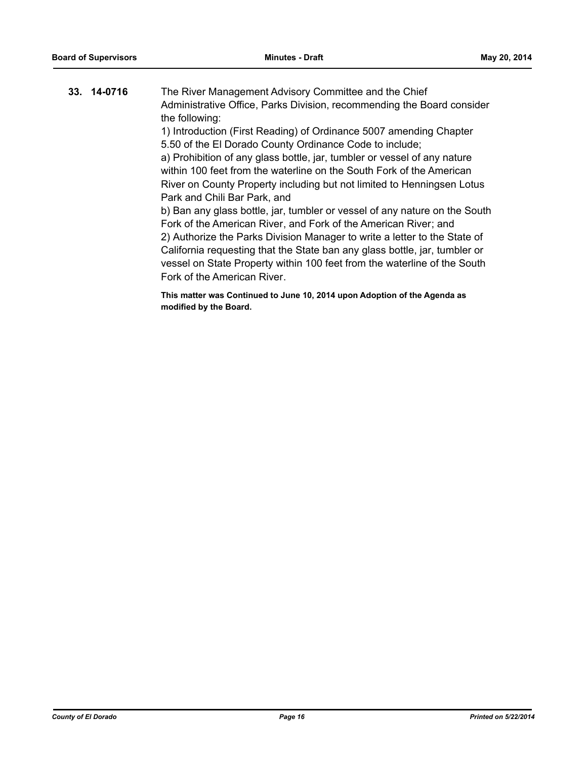**33. 14-0716** The River Management Advisory Committee and the Chief Administrative Office, Parks Division, recommending the Board consider the following:

1) Introduction (First Reading) of Ordinance 5007 amending Chapter 5.50 of the El Dorado County Ordinance Code to include;

a) Prohibition of any glass bottle, jar, tumbler or vessel of any nature within 100 feet from the waterline on the South Fork of the American River on County Property including but not limited to Henningsen Lotus Park and Chili Bar Park, and

b) Ban any glass bottle, jar, tumbler or vessel of any nature on the South Fork of the American River, and Fork of the American River; and

2) Authorize the Parks Division Manager to write a letter to the State of California requesting that the State ban any glass bottle, jar, tumbler or vessel on State Property within 100 feet from the waterline of the South Fork of the American River.

**This matter was Continued to June 10, 2014 upon Adoption of the Agenda as modified by the Board.**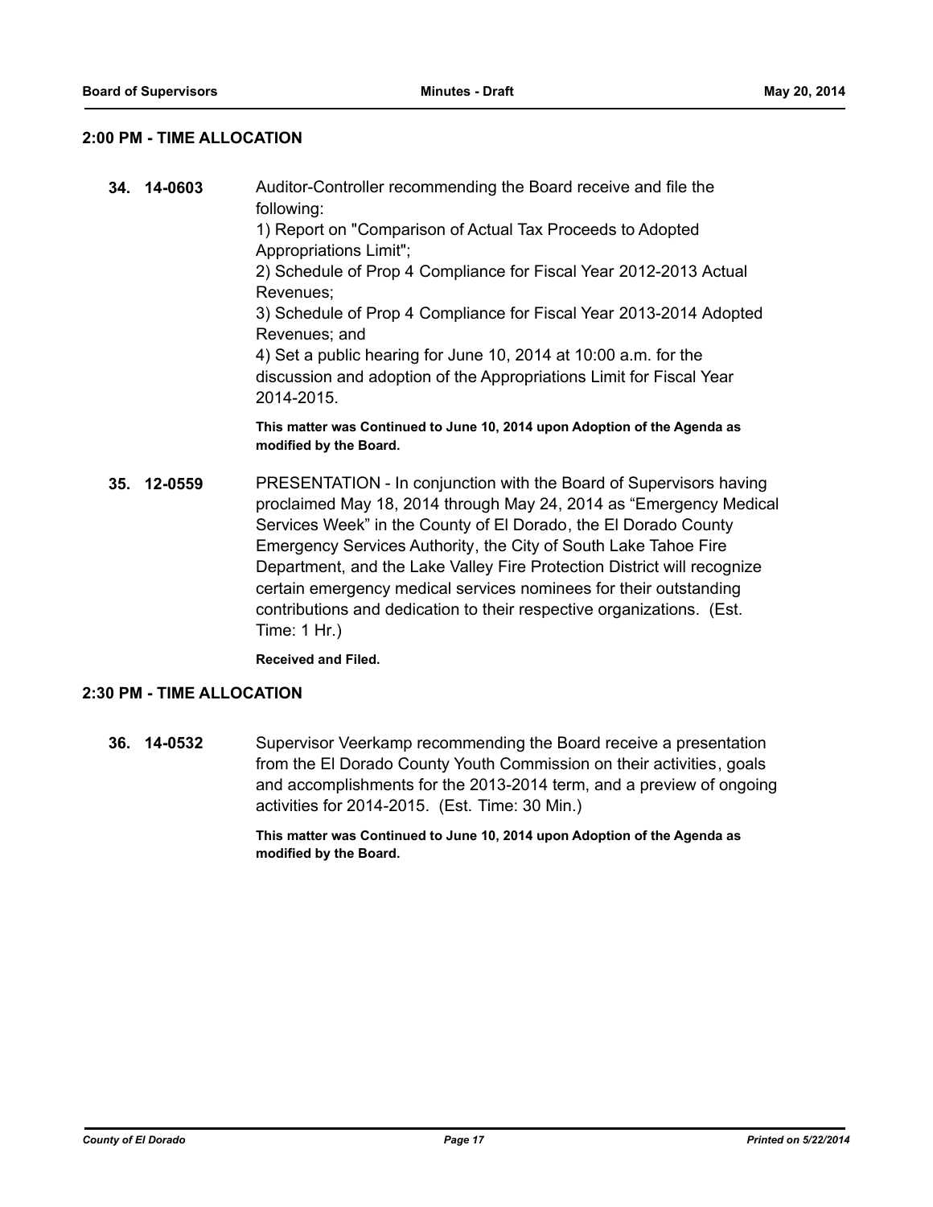## 2:00 PM - TIME ALLOCATION

**34. 14-0603** Auditor-Controller recommending the Board receive and file the following:
1) Report on "Comparison of Actual Tax Proceeds to Adopted Appropriations Limit";
2) Schedule of Prop 4 Compliance for Fiscal Year 2012-2013 Actual Revenues;
3) Schedule of Prop 4 Compliance for Fiscal Year 2013-2014 Adopted Revenues; and
4) Set a public hearing for June 10, 2014 at 10:00 a.m. for the discussion and adoption of the Appropriations Limit for Fiscal Year 2014-2015.

**This matter was Continued to June 10, 2014 upon Adoption of the Agenda as modified by the Board.**

**35. 12-0559** PRESENTATION - In conjunction with the Board of Supervisors having proclaimed May 18, 2014 through May 24, 2014 as "Emergency Medical Services Week" in the County of El Dorado, the El Dorado County Emergency Services Authority, the City of South Lake Tahoe Fire Department, and the Lake Valley Fire Protection District will recognize certain emergency medical services nominees for their outstanding contributions and dedication to their respective organizations. (Est. Time: 1 Hr.)

**Received and Filed.**

## 2:30 PM - TIME ALLOCATION

**36. 14-0532** Supervisor Veerkamp recommending the Board receive a presentation from the El Dorado County Youth Commission on their activities, goals and accomplishments for the 2013-2014 term, and a preview of ongoing activities for 2014-2015. (Est. Time: 30 Min.)

**This matter was Continued to June 10, 2014 upon Adoption of the Agenda as modified by the Board.**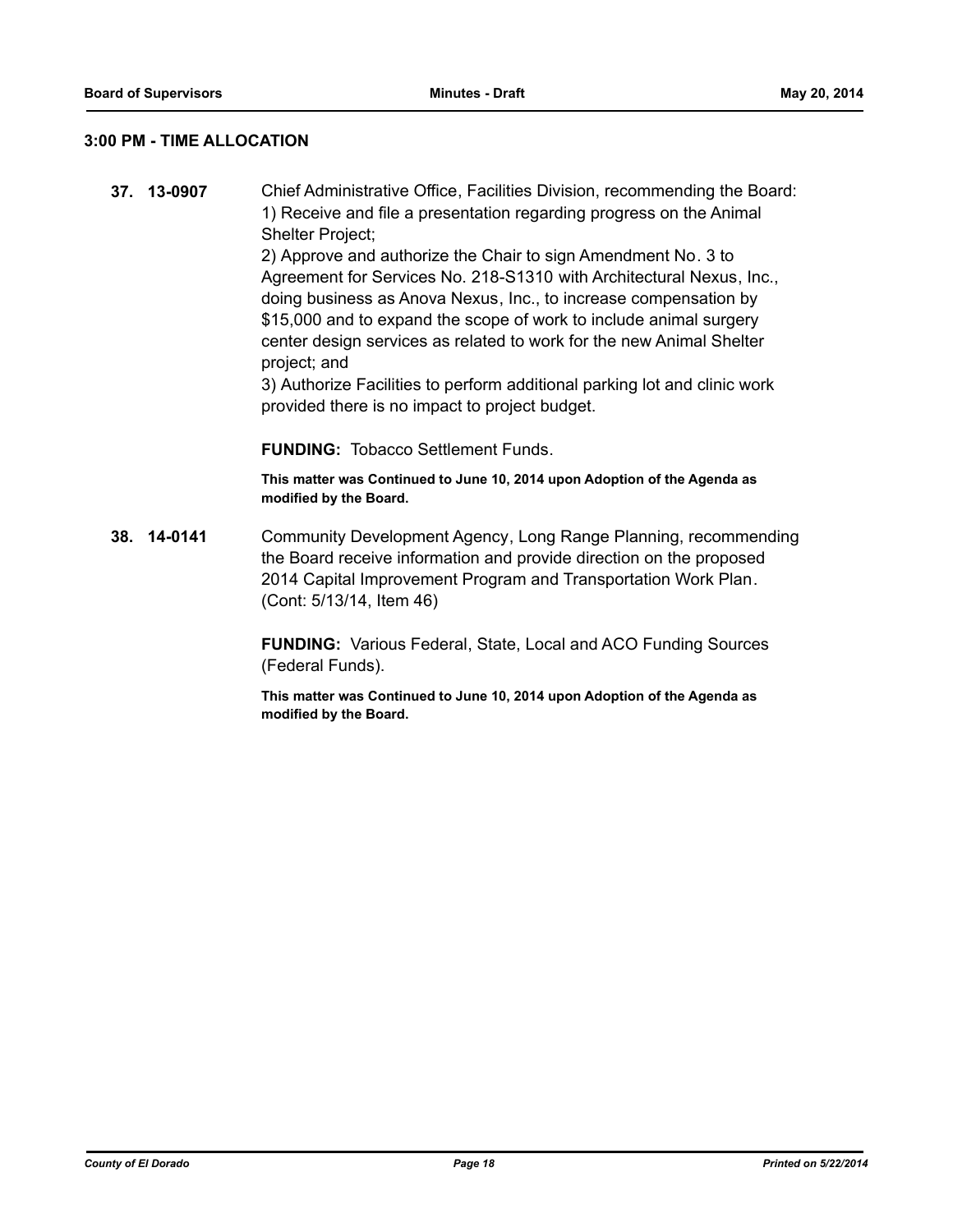## 3:00 PM - TIME ALLOCATION

**37. 13-0907** Chief Administrative Office, Facilities Division, recommending the Board:
1) Receive and file a presentation regarding progress on the Animal Shelter Project;
2) Approve and authorize the Chair to sign Amendment No. 3 to Agreement for Services No. 218-S1310 with Architectural Nexus, Inc., doing business as Anova Nexus, Inc., to increase compensation by $15,000 and to expand the scope of work to include animal surgery center design services as related to work for the new Animal Shelter project; and
3) Authorize Facilities to perform additional parking lot and clinic work provided there is no impact to project budget.

**FUNDING:** Tobacco Settlement Funds.

**This matter was Continued to June 10, 2014 upon Adoption of the Agenda as modified by the Board.**

**38. 14-0141** Community Development Agency, Long Range Planning, recommending the Board receive information and provide direction on the proposed 2014 Capital Improvement Program and Transportation Work Plan. (Cont: 5/13/14, Item 46)

**FUNDING:** Various Federal, State, Local and ACO Funding Sources (Federal Funds).

**This matter was Continued to June 10, 2014 upon Adoption of the Agenda as modified by the Board.**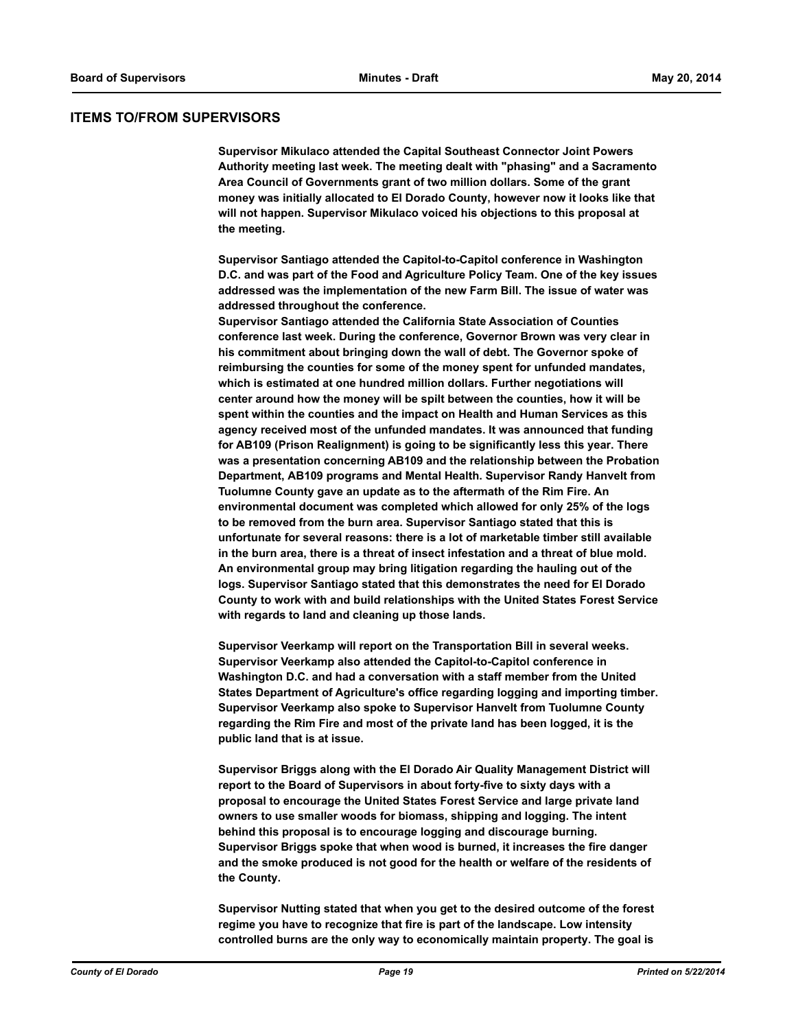## ITEMS TO/FROM SUPERVISORS

**Supervisor Mikulaco attended the Capital Southeast Connector Joint Powers Authority meeting last week. The meeting dealt with "phasing" and a Sacramento Area Council of Governments grant of two million dollars. Some of the grant money was initially allocated to El Dorado County, however now it looks like that will not happen. Supervisor Mikulaco voiced his objections to this proposal at the meeting.**

**Supervisor Santiago attended the Capitol-to-Capitol conference in Washington D.C. and was part of the Food and Agriculture Policy Team. One of the key issues addressed was the implementation of the new Farm Bill. The issue of water was addressed throughout the conference.**
**Supervisor Santiago attended the California State Association of Counties conference last week. During the conference, Governor Brown was very clear in his commitment about bringing down the wall of debt. The Governor spoke of reimbursing the counties for some of the money spent for unfunded mandates, which is estimated at one hundred million dollars. Further negotiations will center around how the money will be spilt between the counties, how it will be spent within the counties and the impact on Health and Human Services as this agency received most of the unfunded mandates. It was announced that funding for AB109 (Prison Realignment) is going to be significantly less this year. There was a presentation concerning AB109 and the relationship between the Probation Department, AB109 programs and Mental Health. Supervisor Randy Hanvelt from Tuolumne County gave an update as to the aftermath of the Rim Fire. An environmental document was completed which allowed for only 25% of the logs to be removed from the burn area. Supervisor Santiago stated that this is unfortunate for several reasons: there is a lot of marketable timber still available in the burn area, there is a threat of insect infestation and a threat of blue mold. An environmental group may bring litigation regarding the hauling out of the logs. Supervisor Santiago stated that this demonstrates the need for El Dorado County to work with and build relationships with the United States Forest Service with regards to land and cleaning up those lands.**

**Supervisor Veerkamp will report on the Transportation Bill in several weeks. Supervisor Veerkamp also attended the Capitol-to-Capitol conference in Washington D.C. and had a conversation with a staff member from the United States Department of Agriculture's office regarding logging and importing timber. Supervisor Veerkamp also spoke to Supervisor Hanvelt from Tuolumne County regarding the Rim Fire and most of the private land has been logged, it is the public land that is at issue.**

**Supervisor Briggs along with the El Dorado Air Quality Management District will report to the Board of Supervisors in about forty-five to sixty days with a proposal to encourage the United States Forest Service and large private land owners to use smaller woods for biomass, shipping and logging. The intent behind this proposal is to encourage logging and discourage burning. Supervisor Briggs spoke that when wood is burned, it increases the fire danger and the smoke produced is not good for the health or welfare of the residents of the County.**

**Supervisor Nutting stated that when you get to the desired outcome of the forest regime you have to recognize that fire is part of the landscape. Low intensity controlled burns are the only way to economically maintain property. The goal is**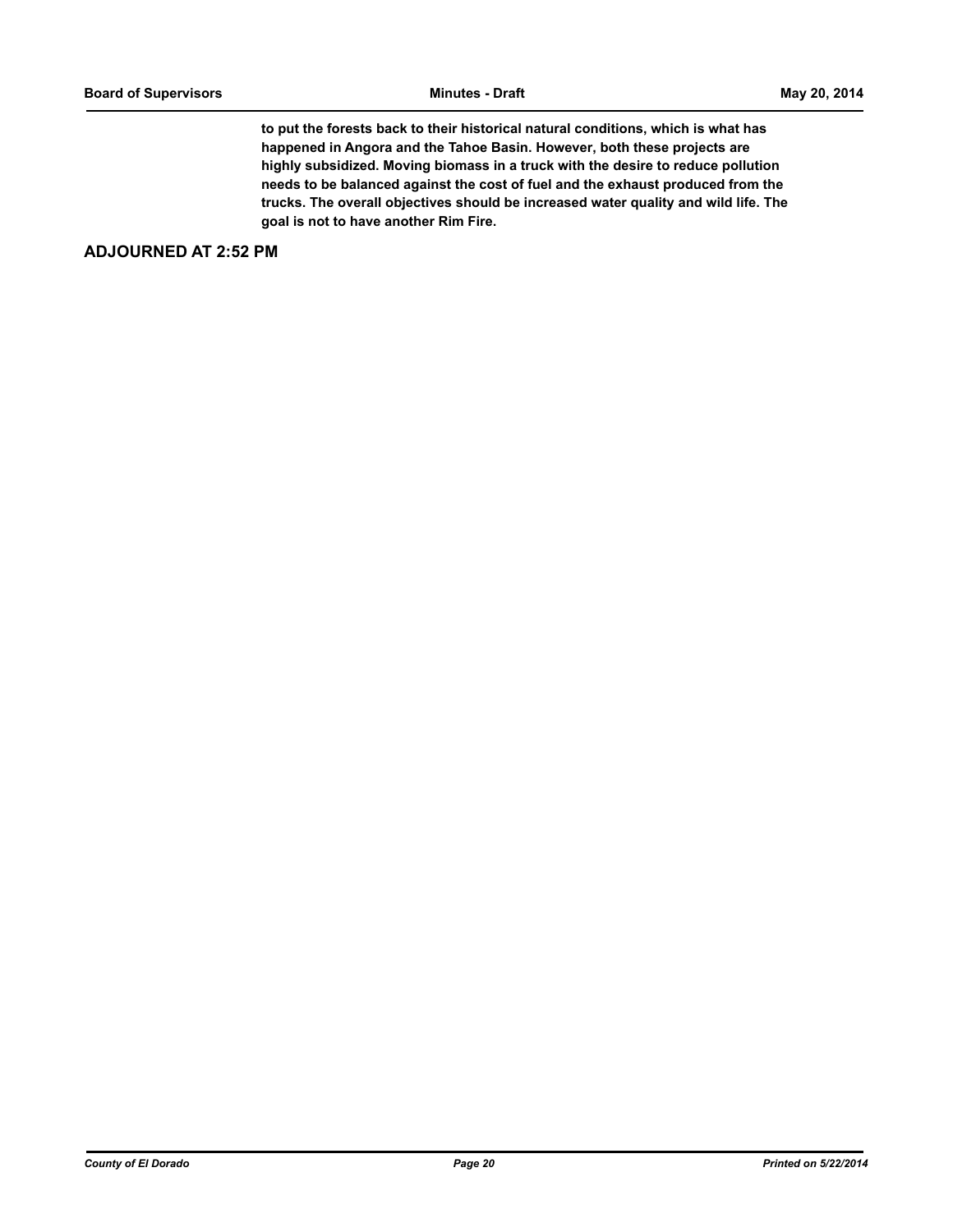**to put the forests back to their historical natural conditions, which is what has happened in Angora and the Tahoe Basin. However, both these projects are highly subsidized. Moving biomass in a truck with the desire to reduce pollution needs to be balanced against the cost of fuel and the exhaust produced from the trucks. The overall objectives should be increased water quality and wild life. The goal is not to have another Rim Fire.**

## ADJOURNED AT 2:52 PM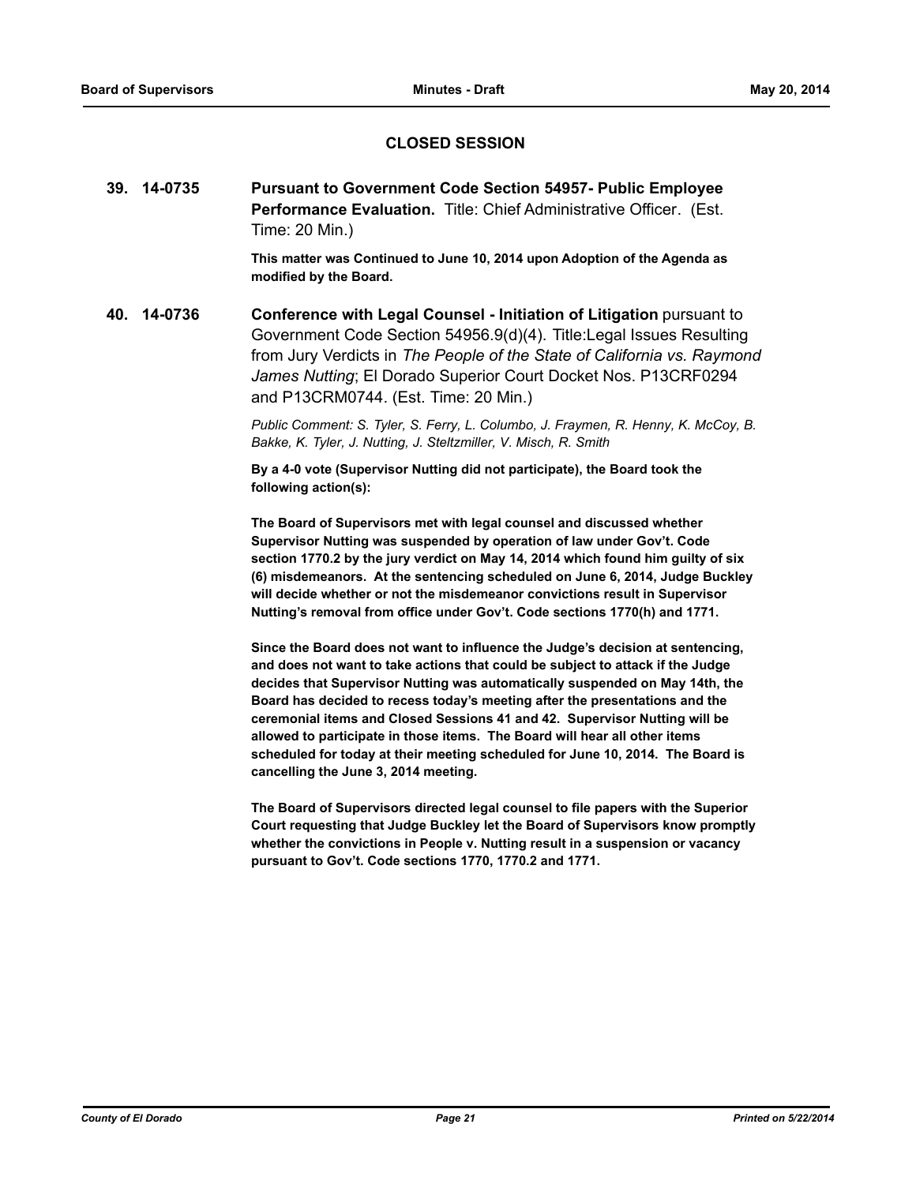## CLOSED SESSION

**39. 14-0735** **Pursuant to Government Code Section 54957- Public Employee Performance Evaluation.** Title: Chief Administrative Officer. (Est. Time: 20 Min.)

**This matter was Continued to June 10, 2014 upon Adoption of the Agenda as modified by the Board.**

**40. 14-0736** **Conference with Legal Counsel - Initiation of Litigation** pursuant to Government Code Section 54956.9(d)(4). Title:Legal Issues Resulting from Jury Verdicts in *The People of the State of California vs. Raymond James Nutting*; El Dorado Superior Court Docket Nos. P13CRF0294 and P13CRM0744. (Est. Time: 20 Min.)

*Public Comment: S. Tyler, S. Ferry, L. Columbo, J. Fraymen, R. Henny, K. McCoy, B. Bakke, K. Tyler, J. Nutting, J. Steltzmiller, V. Misch, R. Smith*

**By a 4-0 vote (Supervisor Nutting did not participate), the Board took the following action(s):**

**The Board of Supervisors met with legal counsel and discussed whether Supervisor Nutting was suspended by operation of law under Gov't. Code section 1770.2 by the jury verdict on May 14, 2014 which found him guilty of six (6) misdemeanors. At the sentencing scheduled on June 6, 2014, Judge Buckley will decide whether or not the misdemeanor convictions result in Supervisor Nutting's removal from office under Gov't. Code sections 1770(h) and 1771.**

**Since the Board does not want to influence the Judge's decision at sentencing, and does not want to take actions that could be subject to attack if the Judge decides that Supervisor Nutting was automatically suspended on May 14th, the Board has decided to recess today's meeting after the presentations and the ceremonial items and Closed Sessions 41 and 42. Supervisor Nutting will be allowed to participate in those items. The Board will hear all other items scheduled for today at their meeting scheduled for June 10, 2014. The Board is cancelling the June 3, 2014 meeting.**

**The Board of Supervisors directed legal counsel to file papers with the Superior Court requesting that Judge Buckley let the Board of Supervisors know promptly whether the convictions in People v. Nutting result in a suspension or vacancy pursuant to Gov't. Code sections 1770, 1770.2 and 1771.**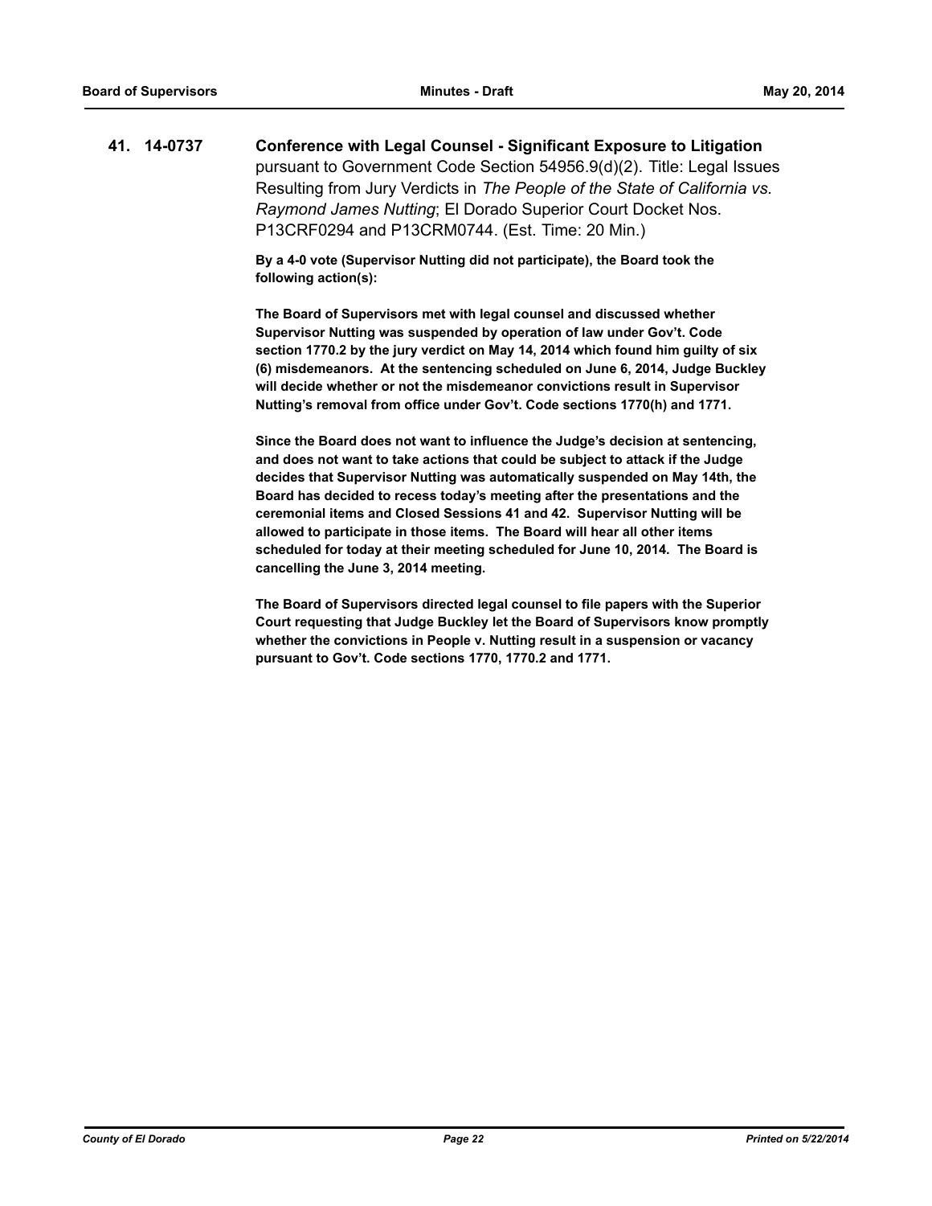**41. 14-0737** **Conference with Legal Counsel - Significant Exposure to Litigation** pursuant to Government Code Section 54956.9(d)(2). Title: Legal Issues Resulting from Jury Verdicts in *The People of the State of California vs. Raymond James Nutting*; El Dorado Superior Court Docket Nos. P13CRF0294 and P13CRM0744. (Est. Time: 20 Min.)

**By a 4-0 vote (Supervisor Nutting did not participate), the Board took the following action(s):**

**The Board of Supervisors met with legal counsel and discussed whether Supervisor Nutting was suspended by operation of law under Gov't. Code section 1770.2 by the jury verdict on May 14, 2014 which found him guilty of six (6) misdemeanors. At the sentencing scheduled on June 6, 2014, Judge Buckley will decide whether or not the misdemeanor convictions result in Supervisor Nutting's removal from office under Gov't. Code sections 1770(h) and 1771.**

**Since the Board does not want to influence the Judge's decision at sentencing, and does not want to take actions that could be subject to attack if the Judge decides that Supervisor Nutting was automatically suspended on May 14th, the Board has decided to recess today's meeting after the presentations and the ceremonial items and Closed Sessions 41 and 42. Supervisor Nutting will be allowed to participate in those items. The Board will hear all other items scheduled for today at their meeting scheduled for June 10, 2014. The Board is cancelling the June 3, 2014 meeting.**

**The Board of Supervisors directed legal counsel to file papers with the Superior Court requesting that Judge Buckley let the Board of Supervisors know promptly whether the convictions in People v. Nutting result in a suspension or vacancy pursuant to Gov't. Code sections 1770, 1770.2 and 1771.**